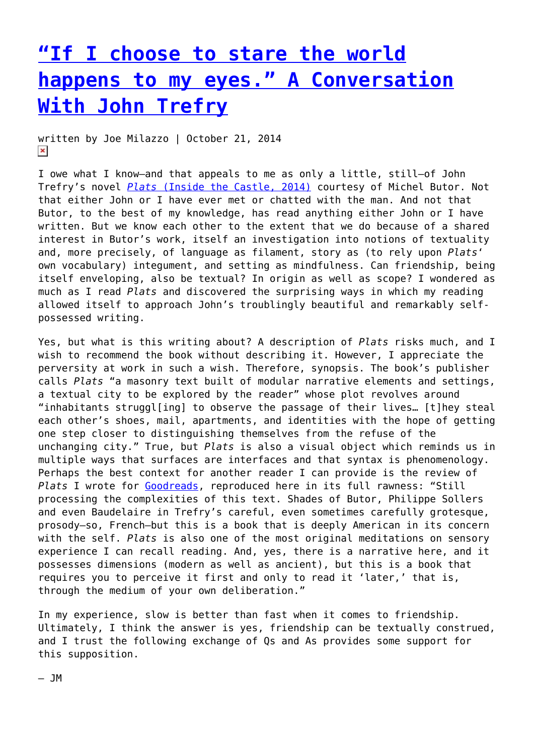# "If I choose to stare the world happens to my eyes." A Conversation With John Trefry

written by Joe Milazzo | October 21, 2014

I owe what I know—and that appeals to me as only a little, still—of John Trefry's novel *Plats* (Inside the Castle, 2014) courtesy of Michel Butor. Not that either John or I have ever met or chatted with the man. And not that Butor, to the best of my knowledge, has read anything either John or I have written. But we know each other to the extent that we do because of a shared interest in Butor's work, itself an investigation into notions of textuality and, more precisely, of language as filament, story as (to rely upon *Plats*' own vocabulary) integument, and setting as mindfulness. Can friendship, being itself enveloping, also be textual? In origin as well as scope? I wondered as much as I read *Plats* and discovered the surprising ways in which my reading allowed itself to approach John's troublingly beautiful and remarkably self-possessed writing.

Yes, but what is this writing about? A description of *Plats* risks much, and I wish to recommend the book without describing it. However, I appreciate the perversity at work in such a wish. Therefore, synopsis. The book's publisher calls *Plats* "a masonry text built of modular narrative elements and settings, a textual city to be explored by the reader" whose plot revolves around "inhabitants struggl[ing] to observe the passage of their lives… [t]hey steal each other's shoes, mail, apartments, and identities with the hope of getting one step closer to distinguishing themselves from the refuse of the unchanging city." True, but *Plats* is also a visual object which reminds us in multiple ways that surfaces are interfaces and that syntax is phenomenology. Perhaps the best context for another reader I can provide is the review of *Plats* I wrote for Goodreads, reproduced here in its full rawness: "Still processing the complexities of this text. Shades of Butor, Philippe Sollers and even Baudelaire in Trefry's careful, even sometimes carefully grotesque, prosody—so, French—but this is a book that is deeply American in its concern with the self. *Plats* is also one of the most original meditations on sensory experience I can recall reading. And, yes, there is a narrative here, and it possesses dimensions (modern as well as ancient), but this is a book that requires you to perceive it first and only to read it 'later,' that is, through the medium of your own deliberation."

In my experience, slow is better than fast when it comes to friendship. Ultimately, I think the answer is yes, friendship can be textually construed, and I trust the following exchange of Qs and As provides some support for this supposition.

— JM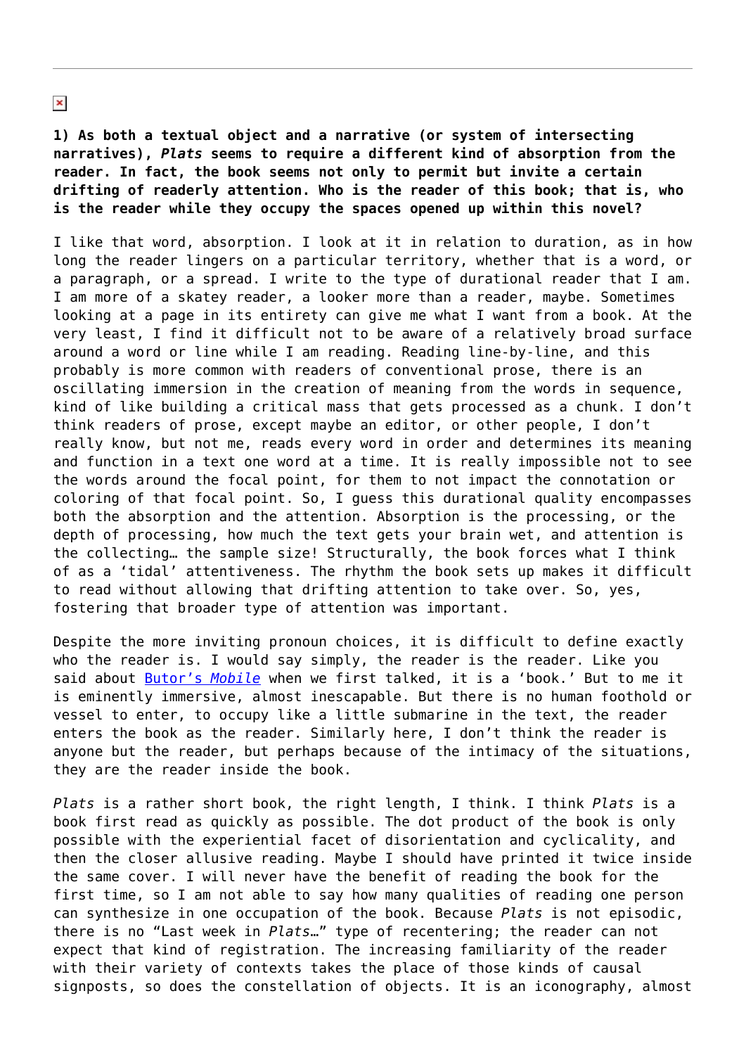**1) As both a textual object and a narrative (or system of intersecting narratives), *Plats* seems to require a different kind of absorption from the reader. In fact, the book seems not only to permit but invite a certain drifting of readerly attention. Who is the reader of this book; that is, who is the reader while they occupy the spaces opened up within this novel?**

I like that word, absorption. I look at it in relation to duration, as in how long the reader lingers on a particular territory, whether that is a word, or a paragraph, or a spread. I write to the type of durational reader that I am. I am more of a skatey reader, a looker more than a reader, maybe. Sometimes looking at a page in its entirety can give me what I want from a book. At the very least, I find it difficult not to be aware of a relatively broad surface around a word or line while I am reading. Reading line-by-line, and this probably is more common with readers of conventional prose, there is an oscillating immersion in the creation of meaning from the words in sequence, kind of like building a critical mass that gets processed as a chunk. I don't think readers of prose, except maybe an editor, or other people, I don't really know, but not me, reads every word in order and determines its meaning and function in a text one word at a time. It is really impossible not to see the words around the focal point, for them to not impact the connotation or coloring of that focal point. So, I guess this durational quality encompasses both the absorption and the attention. Absorption is the processing, or the depth of processing, how much the text gets your brain wet, and attention is the collecting… the sample size! Structurally, the book forces what I think of as a 'tidal' attentiveness. The rhythm the book sets up makes it difficult to read without allowing that drifting attention to take over. So, yes, fostering that broader type of attention was important.

Despite the more inviting pronoun choices, it is difficult to define exactly who the reader is. I would say simply, the reader is the reader. Like you said about [Butor's *Mobile*] when we first talked, it is a 'book.' But to me it is eminently immersive, almost inescapable. But there is no human foothold or vessel to enter, to occupy like a little submarine in the text, the reader enters the book as the reader. Similarly here, I don't think the reader is anyone but the reader, but perhaps because of the intimacy of the situations, they are the reader inside the book.

*Plats* is a rather short book, the right length, I think. I think *Plats* is a book first read as quickly as possible. The dot product of the book is only possible with the experiential facet of disorientation and cyclicality, and then the closer allusive reading. Maybe I should have printed it twice inside the same cover. I will never have the benefit of reading the book for the first time, so I am not able to say how many qualities of reading one person can synthesize in one occupation of the book. Because *Plats* is not episodic, there is no "Last week in *Plats*…" type of recentering; the reader can not expect that kind of registration. The increasing familiarity of the reader with their variety of contexts takes the place of those kinds of causal signposts, so does the constellation of objects. It is an iconography, almost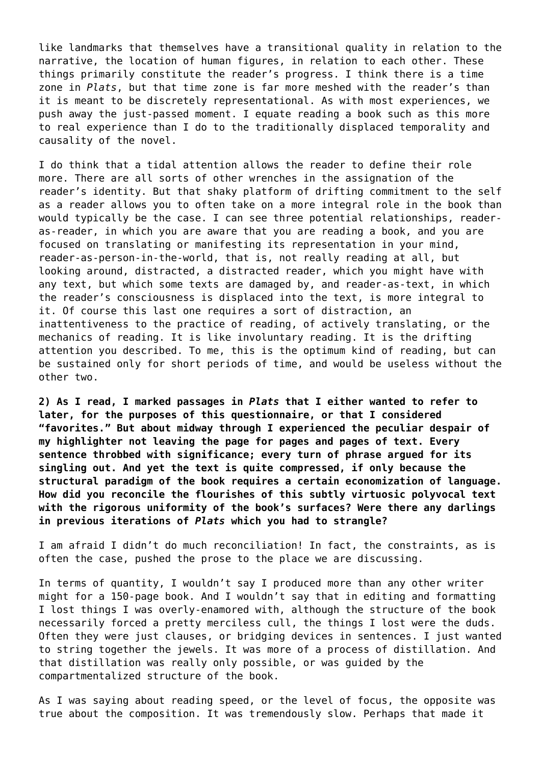like landmarks that themselves have a transitional quality in relation to the narrative, the location of human figures, in relation to each other. These things primarily constitute the reader's progress. I think there is a time zone in *Plats*, but that time zone is far more meshed with the reader's than it is meant to be discretely representational. As with most experiences, we push away the just-passed moment. I equate reading a book such as this more to real experience than I do to the traditionally displaced temporality and causality of the novel.

I do think that a tidal attention allows the reader to define their role more. There are all sorts of other wrenches in the assignation of the reader's identity. But that shaky platform of drifting commitment to the self as a reader allows you to often take on a more integral role in the book than would typically be the case. I can see three potential relationships, reader-as-reader, in which you are aware that you are reading a book, and you are focused on translating or manifesting its representation in your mind, reader-as-person-in-the-world, that is, not really reading at all, but looking around, distracted, a distracted reader, which you might have with any text, but which some texts are damaged by, and reader-as-text, in which the reader's consciousness is displaced into the text, is more integral to it. Of course this last one requires a sort of distraction, an inattentiveness to the practice of reading, of actively translating, or the mechanics of reading. It is like involuntary reading. It is the drifting attention you described. To me, this is the optimum kind of reading, but can be sustained only for short periods of time, and would be useless without the other two.

**2) As I read, I marked passages in *Plats* that I either wanted to refer to later, for the purposes of this questionnaire, or that I considered "favorites." But about midway through I experienced the peculiar despair of my highlighter not leaving the page for pages and pages of text. Every sentence throbbed with significance; every turn of phrase argued for its singling out. And yet the text is quite compressed, if only because the structural paradigm of the book requires a certain economization of language. How did you reconcile the flourishes of this subtly virtuosic polyvocal text with the rigorous uniformity of the book's surfaces? Were there any darlings in previous iterations of *Plats* which you had to strangle?**

I am afraid I didn't do much reconciliation! In fact, the constraints, as is often the case, pushed the prose to the place we are discussing.

In terms of quantity, I wouldn't say I produced more than any other writer might for a 150-page book. And I wouldn't say that in editing and formatting I lost things I was overly-enamored with, although the structure of the book necessarily forced a pretty merciless cull, the things I lost were the duds. Often they were just clauses, or bridging devices in sentences. I just wanted to string together the jewels. It was more of a process of distillation. And that distillation was really only possible, or was guided by the compartmentalized structure of the book.

As I was saying about reading speed, or the level of focus, the opposite was true about the composition. It was tremendously slow. Perhaps that made it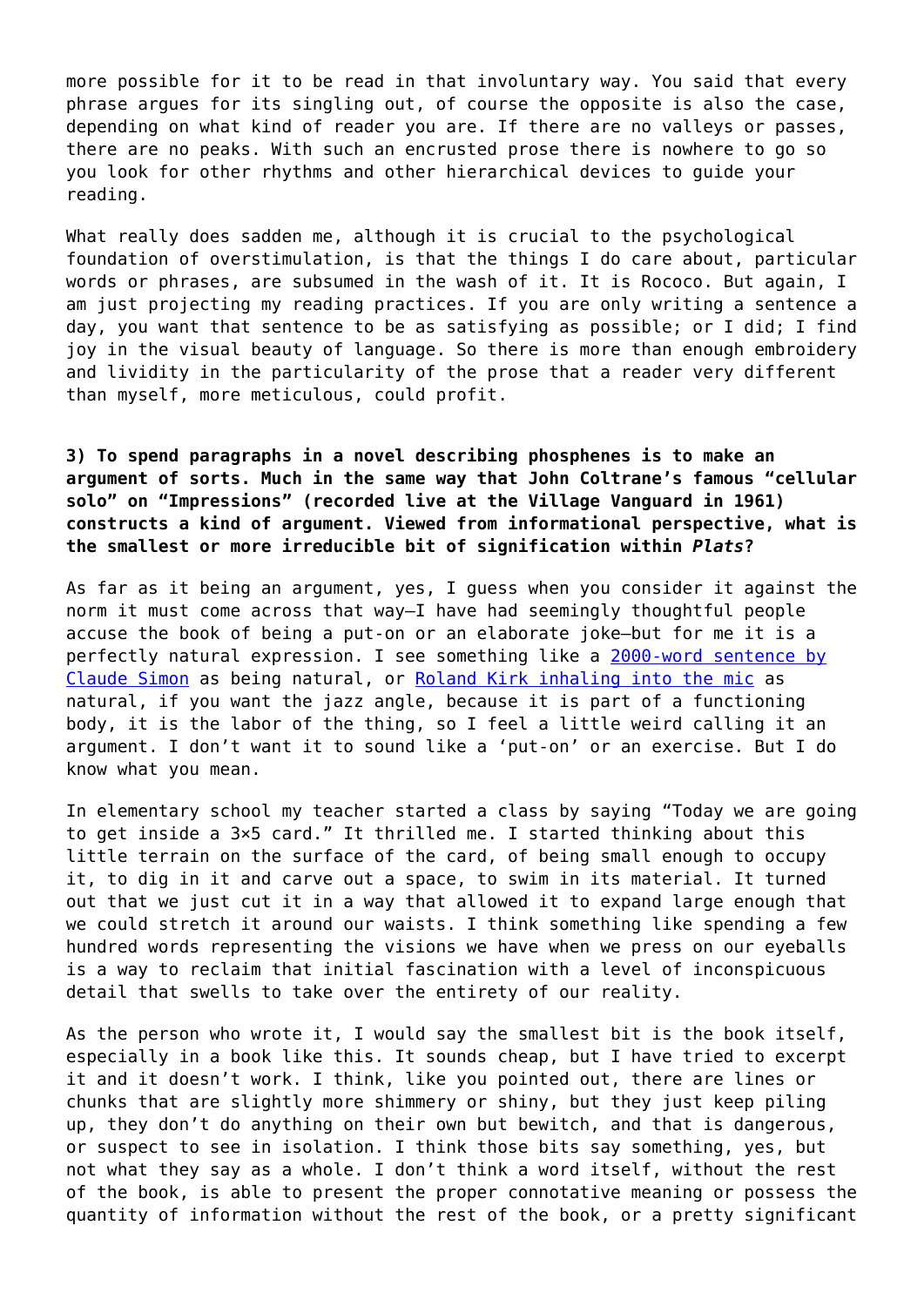more possible for it to be read in that involuntary way. You said that every phrase argues for its singling out, of course the opposite is also the case, depending on what kind of reader you are. If there are no valleys or passes, there are no peaks. With such an encrusted prose there is nowhere to go so you look for other rhythms and other hierarchical devices to guide your reading.

What really does sadden me, although it is crucial to the psychological foundation of overstimulation, is that the things I do care about, particular words or phrases, are subsumed in the wash of it. It is Rococo. But again, I am just projecting my reading practices. If you are only writing a sentence a day, you want that sentence to be as satisfying as possible; or I did; I find joy in the visual beauty of language. So there is more than enough embroidery and lividity in the particularity of the prose that a reader very different than myself, more meticulous, could profit.

**3) To spend paragraphs in a novel describing phosphenes is to make an argument of sorts. Much in the same way that John Coltrane's famous "cellular solo" on "Impressions" (recorded live at the Village Vanguard in 1961) constructs a kind of argument. Viewed from informational perspective, what is the smallest or more irreducible bit of signification within *Plats*?**

As far as it being an argument, yes, I guess when you consider it against the norm it must come across that way—I have had seemingly thoughtful people accuse the book of being a put-on or an elaborate joke—but for me it is a perfectly natural expression. I see something like a 2000-word sentence by Claude Simon as being natural, or Roland Kirk inhaling into the mic as natural, if you want the jazz angle, because it is part of a functioning body, it is the labor of the thing, so I feel a little weird calling it an argument. I don't want it to sound like a 'put-on' or an exercise. But I do know what you mean.

In elementary school my teacher started a class by saying "Today we are going to get inside a 3×5 card." It thrilled me. I started thinking about this little terrain on the surface of the card, of being small enough to occupy it, to dig in it and carve out a space, to swim in its material. It turned out that we just cut it in a way that allowed it to expand large enough that we could stretch it around our waists. I think something like spending a few hundred words representing the visions we have when we press on our eyeballs is a way to reclaim that initial fascination with a level of inconspicuous detail that swells to take over the entirety of our reality.

As the person who wrote it, I would say the smallest bit is the book itself, especially in a book like this. It sounds cheap, but I have tried to excerpt it and it doesn't work. I think, like you pointed out, there are lines or chunks that are slightly more shimmery or shiny, but they just keep piling up, they don't do anything on their own but bewitch, and that is dangerous, or suspect to see in isolation. I think those bits say something, yes, but not what they say as a whole. I don't think a word itself, without the rest of the book, is able to present the proper connotative meaning or possess the quantity of information without the rest of the book, or a pretty significant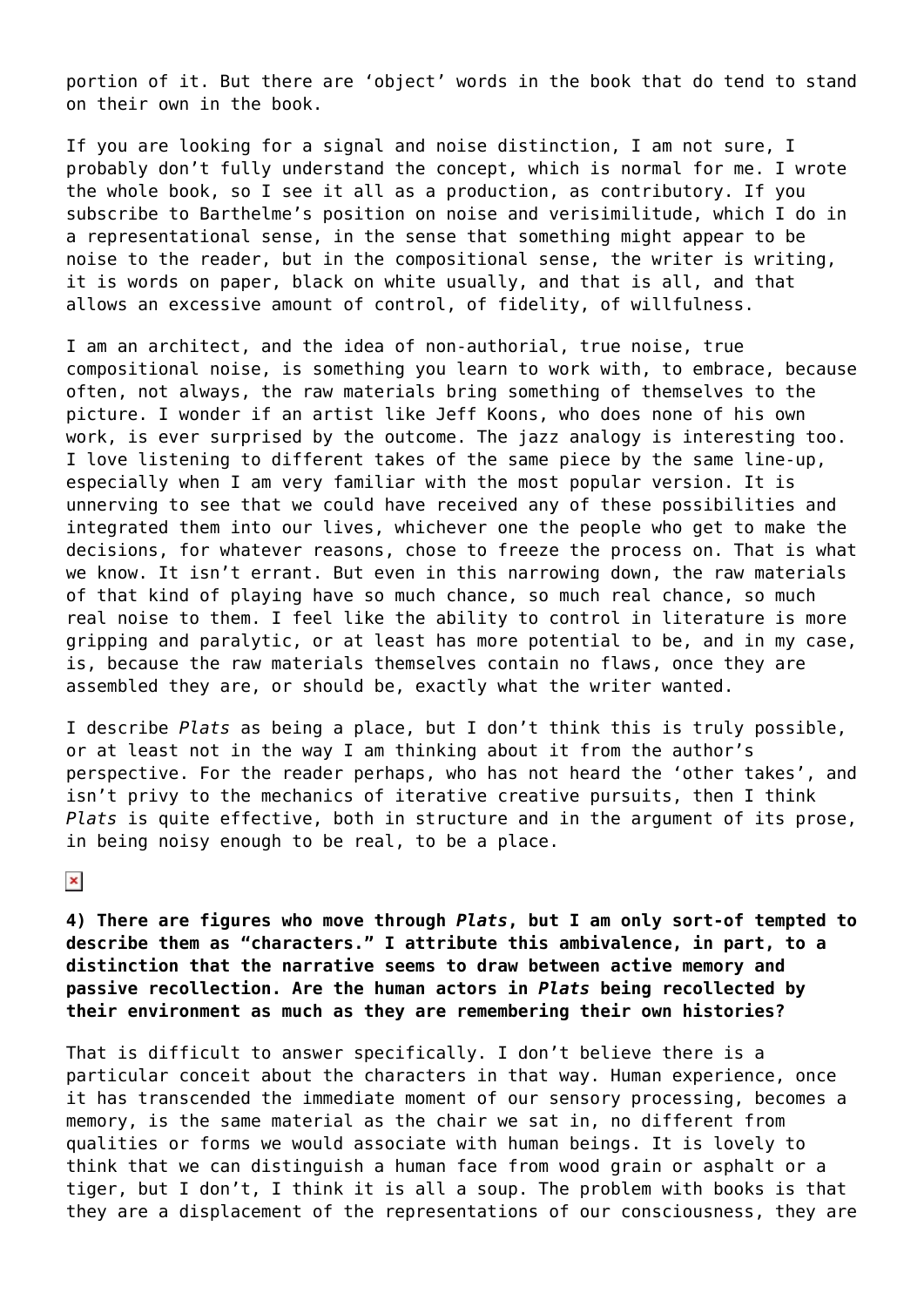portion of it. But there are 'object' words in the book that do tend to stand on their own in the book.

If you are looking for a signal and noise distinction, I am not sure, I probably don't fully understand the concept, which is normal for me. I wrote the whole book, so I see it all as a production, as contributory. If you subscribe to Barthelme's position on noise and verisimilitude, which I do in a representational sense, in the sense that something might appear to be noise to the reader, but in the compositional sense, the writer is writing, it is words on paper, black on white usually, and that is all, and that allows an excessive amount of control, of fidelity, of willfulness.

I am an architect, and the idea of non-authorial, true noise, true compositional noise, is something you learn to work with, to embrace, because often, not always, the raw materials bring something of themselves to the picture. I wonder if an artist like Jeff Koons, who does none of his own work, is ever surprised by the outcome. The jazz analogy is interesting too. I love listening to different takes of the same piece by the same line-up, especially when I am very familiar with the most popular version. It is unnerving to see that we could have received any of these possibilities and integrated them into our lives, whichever one the people who get to make the decisions, for whatever reasons, chose to freeze the process on. That is what we know. It isn't errant. But even in this narrowing down, the raw materials of that kind of playing have so much chance, so much real chance, so much real noise to them. I feel like the ability to control in literature is more gripping and paralytic, or at least has more potential to be, and in my case, is, because the raw materials themselves contain no flaws, once they are assembled they are, or should be, exactly what the writer wanted.

I describe *Plats* as being a place, but I don't think this is truly possible, or at least not in the way I am thinking about it from the author's perspective. For the reader perhaps, who has not heard the 'other takes', and isn't privy to the mechanics of iterative creative pursuits, then I think *Plats* is quite effective, both in structure and in the argument of its prose, in being noisy enough to be real, to be a place.

**4) There are figures who move through *Plats*, but I am only sort-of tempted to describe them as "characters." I attribute this ambivalence, in part, to a distinction that the narrative seems to draw between active memory and passive recollection. Are the human actors in *Plats* being recollected by their environment as much as they are remembering their own histories?**

That is difficult to answer specifically. I don't believe there is a particular conceit about the characters in that way. Human experience, once it has transcended the immediate moment of our sensory processing, becomes a memory, is the same material as the chair we sat in, no different from qualities or forms we would associate with human beings. It is lovely to think that we can distinguish a human face from wood grain or asphalt or a tiger, but I don't, I think it is all a soup. The problem with books is that they are a displacement of the representations of our consciousness, they are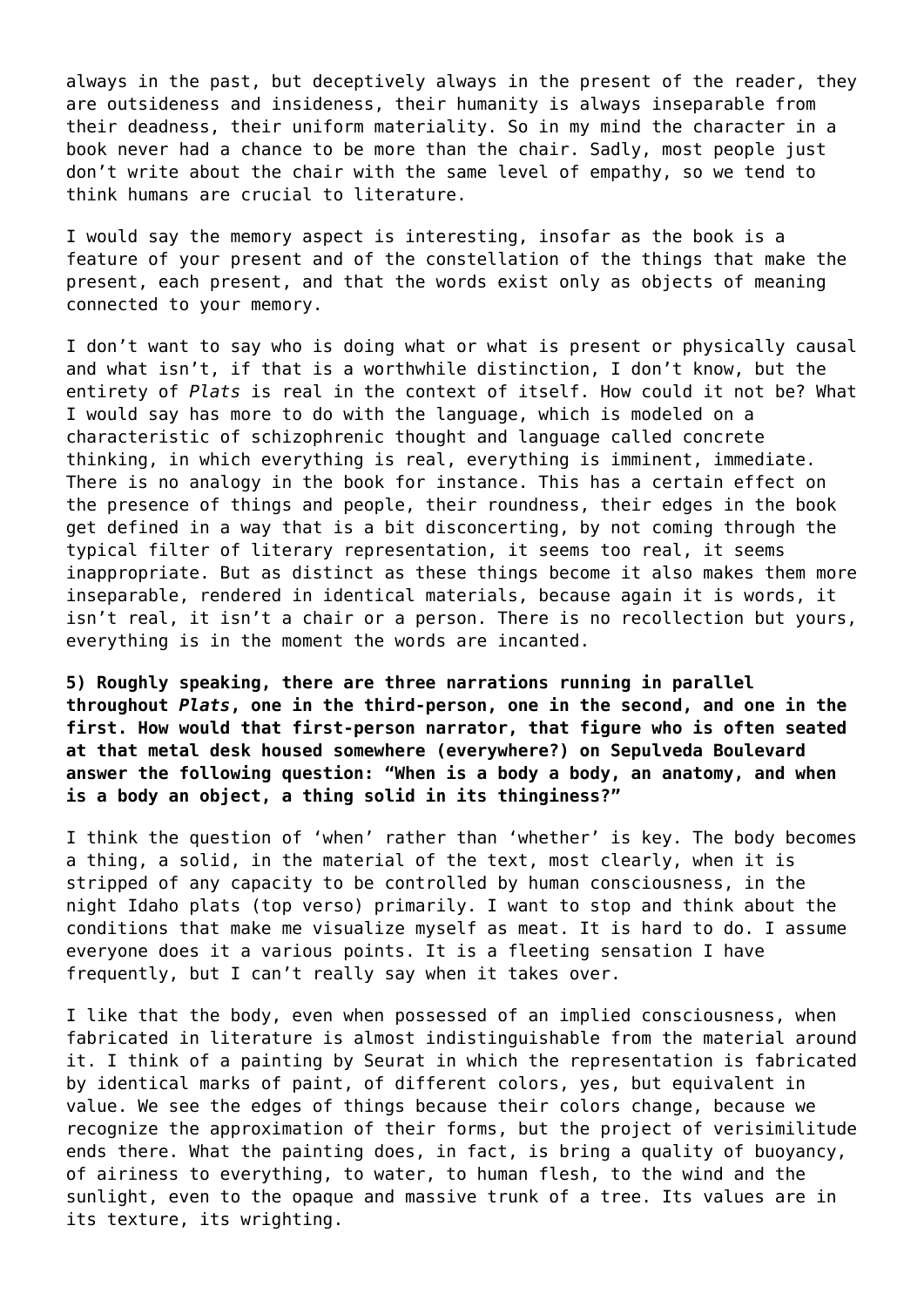always in the past, but deceptively always in the present of the reader, they are outsideness and insideness, their humanity is always inseparable from their deadness, their uniform materiality. So in my mind the character in a book never had a chance to be more than the chair. Sadly, most people just don't write about the chair with the same level of empathy, so we tend to think humans are crucial to literature.

I would say the memory aspect is interesting, insofar as the book is a feature of your present and of the constellation of the things that make the present, each present, and that the words exist only as objects of meaning connected to your memory.

I don't want to say who is doing what or what is present or physically causal and what isn't, if that is a worthwhile distinction, I don't know, but the entirety of *Plats* is real in the context of itself. How could it not be? What I would say has more to do with the language, which is modeled on a characteristic of schizophrenic thought and language called concrete thinking, in which everything is real, everything is imminent, immediate. There is no analogy in the book for instance. This has a certain effect on the presence of things and people, their roundness, their edges in the book get defined in a way that is a bit disconcerting, by not coming through the typical filter of literary representation, it seems too real, it seems inappropriate. But as distinct as these things become it also makes them more inseparable, rendered in identical materials, because again it is words, it isn't real, it isn't a chair or a person. There is no recollection but yours, everything is in the moment the words are incanted.

**5) Roughly speaking, there are three narrations running in parallel throughout *Plats*, one in the third-person, one in the second, and one in the first. How would that first-person narrator, that figure who is often seated at that metal desk housed somewhere (everywhere?) on Sepulveda Boulevard answer the following question: "When is a body a body, an anatomy, and when is a body an object, a thing solid in its thinginess?"**

I think the question of 'when' rather than 'whether' is key. The body becomes a thing, a solid, in the material of the text, most clearly, when it is stripped of any capacity to be controlled by human consciousness, in the night Idaho plats (top verso) primarily. I want to stop and think about the conditions that make me visualize myself as meat. It is hard to do. I assume everyone does it a various points. It is a fleeting sensation I have frequently, but I can't really say when it takes over.

I like that the body, even when possessed of an implied consciousness, when fabricated in literature is almost indistinguishable from the material around it. I think of a painting by Seurat in which the representation is fabricated by identical marks of paint, of different colors, yes, but equivalent in value. We see the edges of things because their colors change, because we recognize the approximation of their forms, but the project of verisimilitude ends there. What the painting does, in fact, is bring a quality of buoyancy, of airiness to everything, to water, to human flesh, to the wind and the sunlight, even to the opaque and massive trunk of a tree. Its values are in its texture, its wrighting.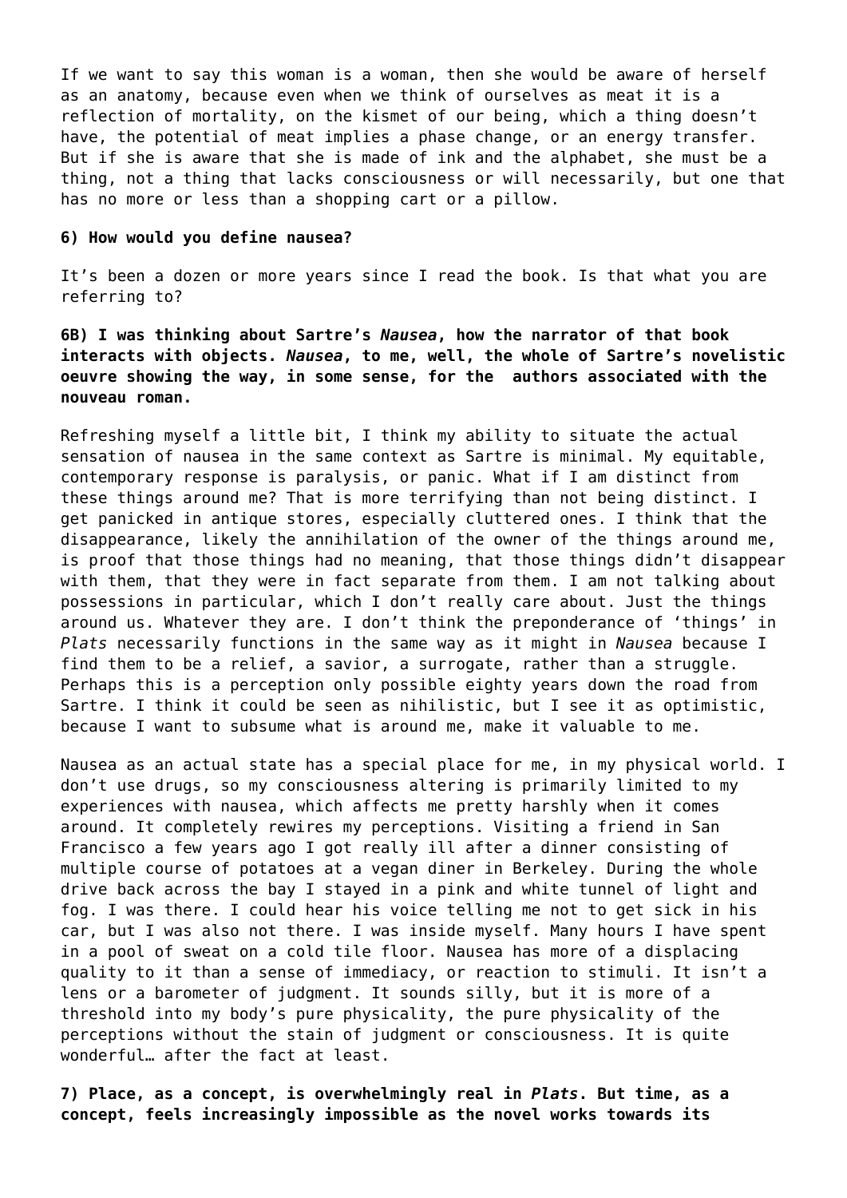If we want to say this woman is a woman, then she would be aware of herself as an anatomy, because even when we think of ourselves as meat it is a reflection of mortality, on the kismet of our being, which a thing doesn't have, the potential of meat implies a phase change, or an energy transfer. But if she is aware that she is made of ink and the alphabet, she must be a thing, not a thing that lacks consciousness or will necessarily, but one that has no more or less than a shopping cart or a pillow.

**6) How would you define nausea?**

It's been a dozen or more years since I read the book. Is that what you are referring to?

**6B) I was thinking about Sartre's *Nausea*, how the narrator of that book interacts with objects. *Nausea*, to me, well, the whole of Sartre's novelistic oeuvre showing the way, in some sense, for the authors associated with the nouveau roman.**

Refreshing myself a little bit, I think my ability to situate the actual sensation of nausea in the same context as Sartre is minimal. My equitable, contemporary response is paralysis, or panic. What if I am distinct from these things around me? That is more terrifying than not being distinct. I get panicked in antique stores, especially cluttered ones. I think that the disappearance, likely the annihilation of the owner of the things around me, is proof that those things had no meaning, that those things didn't disappear with them, that they were in fact separate from them. I am not talking about possessions in particular, which I don't really care about. Just the things around us. Whatever they are. I don't think the preponderance of 'things' in *Plats* necessarily functions in the same way as it might in *Nausea* because I find them to be a relief, a savior, a surrogate, rather than a struggle. Perhaps this is a perception only possible eighty years down the road from Sartre. I think it could be seen as nihilistic, but I see it as optimistic, because I want to subsume what is around me, make it valuable to me.

Nausea as an actual state has a special place for me, in my physical world. I don't use drugs, so my consciousness altering is primarily limited to my experiences with nausea, which affects me pretty harshly when it comes around. It completely rewires my perceptions. Visiting a friend in San Francisco a few years ago I got really ill after a dinner consisting of multiple course of potatoes at a vegan diner in Berkeley. During the whole drive back across the bay I stayed in a pink and white tunnel of light and fog. I was there. I could hear his voice telling me not to get sick in his car, but I was also not there. I was inside myself. Many hours I have spent in a pool of sweat on a cold tile floor. Nausea has more of a displacing quality to it than a sense of immediacy, or reaction to stimuli. It isn't a lens or a barometer of judgment. It sounds silly, but it is more of a threshold into my body's pure physicality, the pure physicality of the perceptions without the stain of judgment or consciousness. It is quite wonderful… after the fact at least.

**7) Place, as a concept, is overwhelmingly real in *Plats*. But time, as a concept, feels increasingly impossible as the novel works towards its**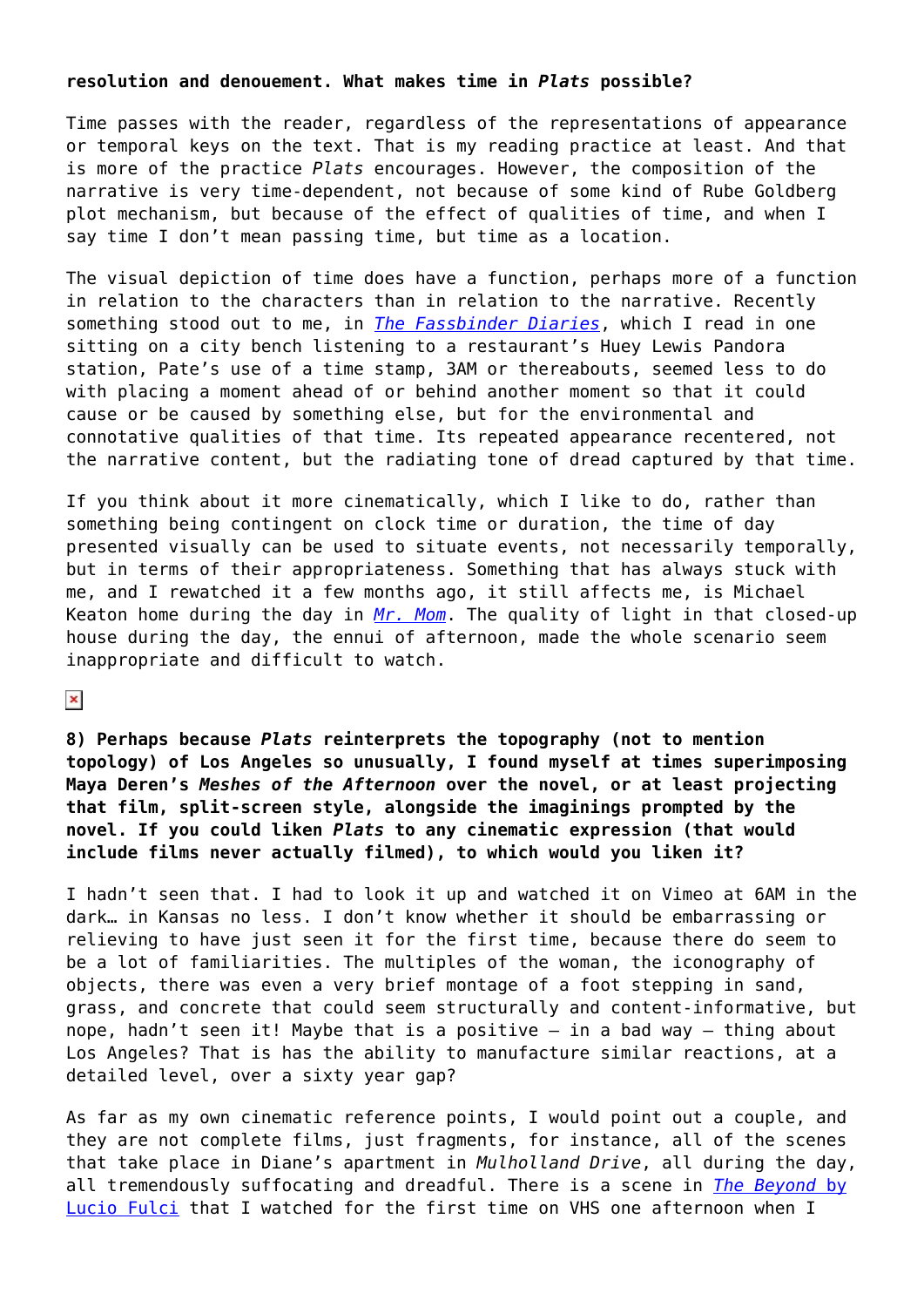**resolution and denouement. What makes time in *Plats* possible?**

Time passes with the reader, regardless of the representations of appearance or temporal keys on the text. That is my reading practice at least. And that is more of the practice *Plats* encourages. However, the composition of the narrative is very time-dependent, not because of some kind of Rube Goldberg plot mechanism, but because of the effect of qualities of time, and when I say time I don't mean passing time, but time as a location.

The visual depiction of time does have a function, perhaps more of a function in relation to the characters than in relation to the narrative. Recently something stood out to me, in *The Fassbinder Diaries*, which I read in one sitting on a city bench listening to a restaurant's Huey Lewis Pandora station, Pate's use of a time stamp, 3AM or thereabouts, seemed less to do with placing a moment ahead of or behind another moment so that it could cause or be caused by something else, but for the environmental and connotative qualities of that time. Its repeated appearance recentered, not the narrative content, but the radiating tone of dread captured by that time.

If you think about it more cinematically, which I like to do, rather than something being contingent on clock time or duration, the time of day presented visually can be used to situate events, not necessarily temporally, but in terms of their appropriateness. Something that has always stuck with me, and I rewatched it a few months ago, it still affects me, is Michael Keaton home during the day in *Mr. Mom*. The quality of light in that closed-up house during the day, the ennui of afternoon, made the whole scenario seem inappropriate and difficult to watch.

**8) Perhaps because *Plats* reinterprets the topography (not to mention topology) of Los Angeles so unusually, I found myself at times superimposing Maya Deren's *Meshes of the Afternoon* over the novel, or at least projecting that film, split-screen style, alongside the imaginings prompted by the novel. If you could liken *Plats* to any cinematic expression (that would include films never actually filmed), to which would you liken it?**

I hadn't seen that. I had to look it up and watched it on Vimeo at 6AM in the dark… in Kansas no less. I don't know whether it should be embarrassing or relieving to have just seen it for the first time, because there do seem to be a lot of familiarities. The multiples of the woman, the iconography of objects, there was even a very brief montage of a foot stepping in sand, grass, and concrete that could seem structurally and content-informative, but nope, hadn't seen it! Maybe that is a positive – in a bad way – thing about Los Angeles? That is has the ability to manufacture similar reactions, at a detailed level, over a sixty year gap?

As far as my own cinematic reference points, I would point out a couple, and they are not complete films, just fragments, for instance, all of the scenes that take place in Diane's apartment in *Mulholland Drive*, all during the day, all tremendously suffocating and dreadful. There is a scene in *The Beyond* by Lucio Fulci that I watched for the first time on VHS one afternoon when I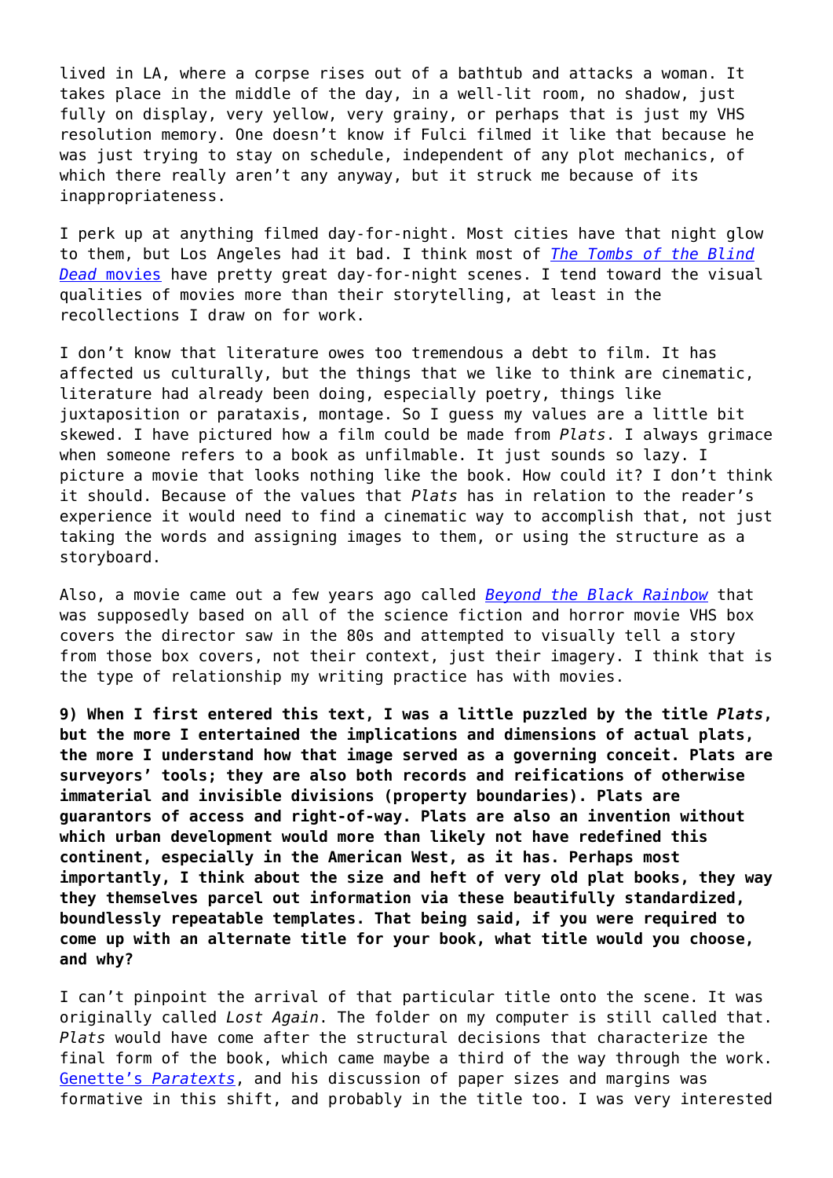lived in LA, where a corpse rises out of a bathtub and attacks a woman. It takes place in the middle of the day, in a well-lit room, no shadow, just fully on display, very yellow, very grainy, or perhaps that is just my VHS resolution memory. One doesn't know if Fulci filmed it like that because he was just trying to stay on schedule, independent of any plot mechanics, of which there really aren't any anyway, but it struck me because of its inappropriateness.

I perk up at anything filmed day-for-night. Most cities have that night glow to them, but Los Angeles had it bad. I think most of *The Tombs of the Blind Dead* movies have pretty great day-for-night scenes. I tend toward the visual qualities of movies more than their storytelling, at least in the recollections I draw on for work.

I don't know that literature owes too tremendous a debt to film. It has affected us culturally, but the things that we like to think are cinematic, literature had already been doing, especially poetry, things like juxtaposition or parataxis, montage. So I guess my values are a little bit skewed. I have pictured how a film could be made from *Plats*. I always grimace when someone refers to a book as unfilmable. It just sounds so lazy. I picture a movie that looks nothing like the book. How could it? I don't think it should. Because of the values that *Plats* has in relation to the reader's experience it would need to find a cinematic way to accomplish that, not just taking the words and assigning images to them, or using the structure as a storyboard.

Also, a movie came out a few years ago called *Beyond the Black Rainbow* that was supposedly based on all of the science fiction and horror movie VHS box covers the director saw in the 80s and attempted to visually tell a story from those box covers, not their context, just their imagery. I think that is the type of relationship my writing practice has with movies.

**9) When I first entered this text, I was a little puzzled by the title *Plats*, but the more I entertained the implications and dimensions of actual plats, the more I understand how that image served as a governing conceit. Plats are surveyors' tools; they are also both records and reifications of otherwise immaterial and invisible divisions (property boundaries). Plats are guarantors of access and right-of-way. Plats are also an invention without which urban development would more than likely not have redefined this continent, especially in the American West, as it has. Perhaps most importantly, I think about the size and heft of very old plat books, they way they themselves parcel out information via these beautifully standardized, boundlessly repeatable templates. That being said, if you were required to come up with an alternate title for your book, what title would you choose, and why?**

I can't pinpoint the arrival of that particular title onto the scene. It was originally called *Lost Again*. The folder on my computer is still called that. *Plats* would have come after the structural decisions that characterize the final form of the book, which came maybe a third of the way through the work. Genette's *Paratexts*, and his discussion of paper sizes and margins was formative in this shift, and probably in the title too. I was very interested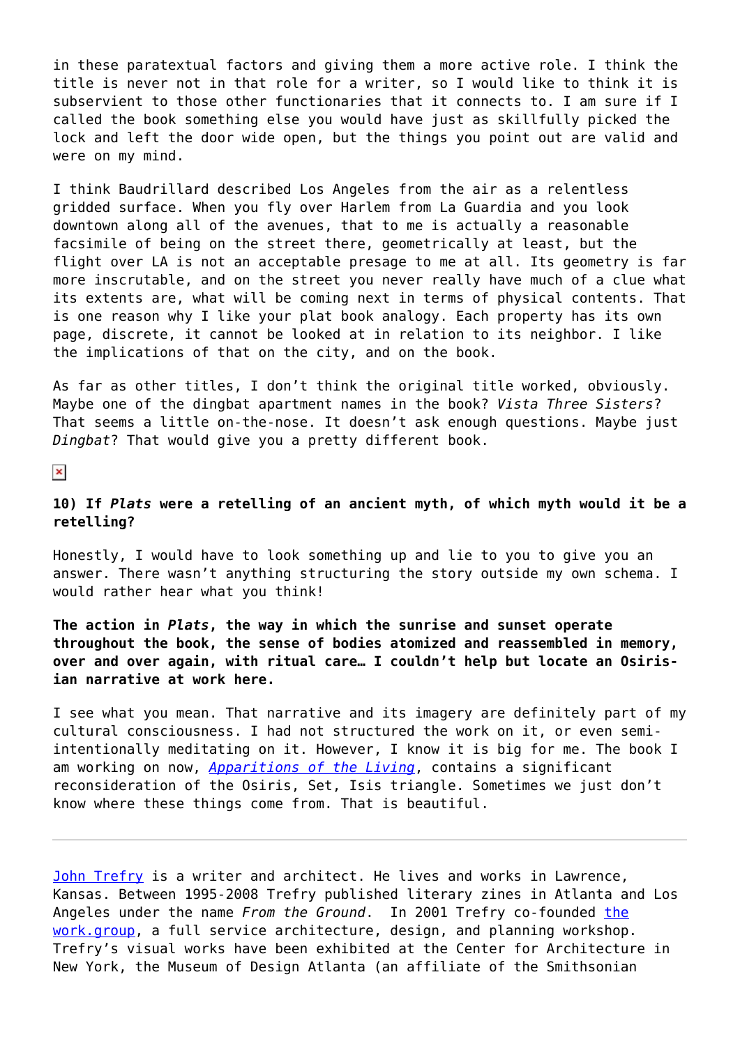in these paratextual factors and giving them a more active role. I think the title is never not in that role for a writer, so I would like to think it is subservient to those other functionaries that it connects to. I am sure if I called the book something else you would have just as skillfully picked the lock and left the door wide open, but the things you point out are valid and were on my mind.

I think Baudrillard described Los Angeles from the air as a relentless gridded surface. When you fly over Harlem from La Guardia and you look downtown along all of the avenues, that to me is actually a reasonable facsimile of being on the street there, geometrically at least, but the flight over LA is not an acceptable presage to me at all. Its geometry is far more inscrutable, and on the street you never really have much of a clue what its extents are, what will be coming next in terms of physical contents. That is one reason why I like your plat book analogy. Each property has its own page, discrete, it cannot be looked at in relation to its neighbor. I like the implications of that on the city, and on the book.

As far as other titles, I don't think the original title worked, obviously. Maybe one of the dingbat apartment names in the book? *Vista Three Sisters*? That seems a little on-the-nose. It doesn't ask enough questions. Maybe just *Dingbat*? That would give you a pretty different book.

**10) If *Plats* were a retelling of an ancient myth, of which myth would it be a retelling?**

Honestly, I would have to look something up and lie to you to give you an answer. There wasn't anything structuring the story outside my own schema. I would rather hear what you think!

**The action in *Plats*, the way in which the sunrise and sunset operate throughout the book, the sense of bodies atomized and reassembled in memory, over and over again, with ritual care… I couldn't help but locate an Osirisian narrative at work here.**

I see what you mean. That narrative and its imagery are definitely part of my cultural consciousness. I had not structured the work on it, or even semi-intentionally meditating on it. However, I know it is big for me. The book I am working on now, *Apparitions of the Living*, contains a significant reconsideration of the Osiris, Set, Isis triangle. Sometimes we just don't know where these things come from. That is beautiful.

---

John Trefry is a writer and architect. He lives and works in Lawrence, Kansas. Between 1995-2008 Trefry published literary zines in Atlanta and Los Angeles under the name *From the Ground*. In 2001 Trefry co-founded the work.group, a full service architecture, design, and planning workshop. Trefry's visual works have been exhibited at the Center for Architecture in New York, the Museum of Design Atlanta (an affiliate of the Smithsonian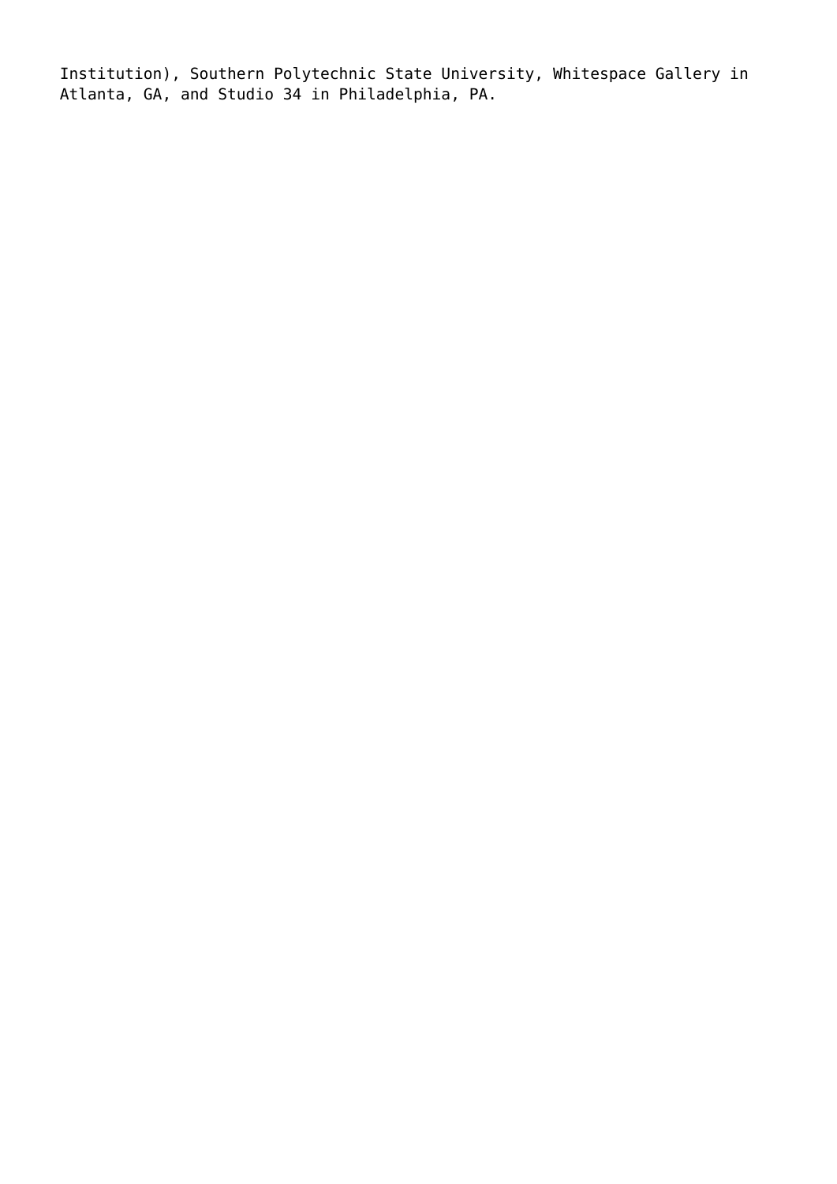Institution), Southern Polytechnic State University, Whitespace Gallery in Atlanta, GA, and Studio 34 in Philadelphia, PA.